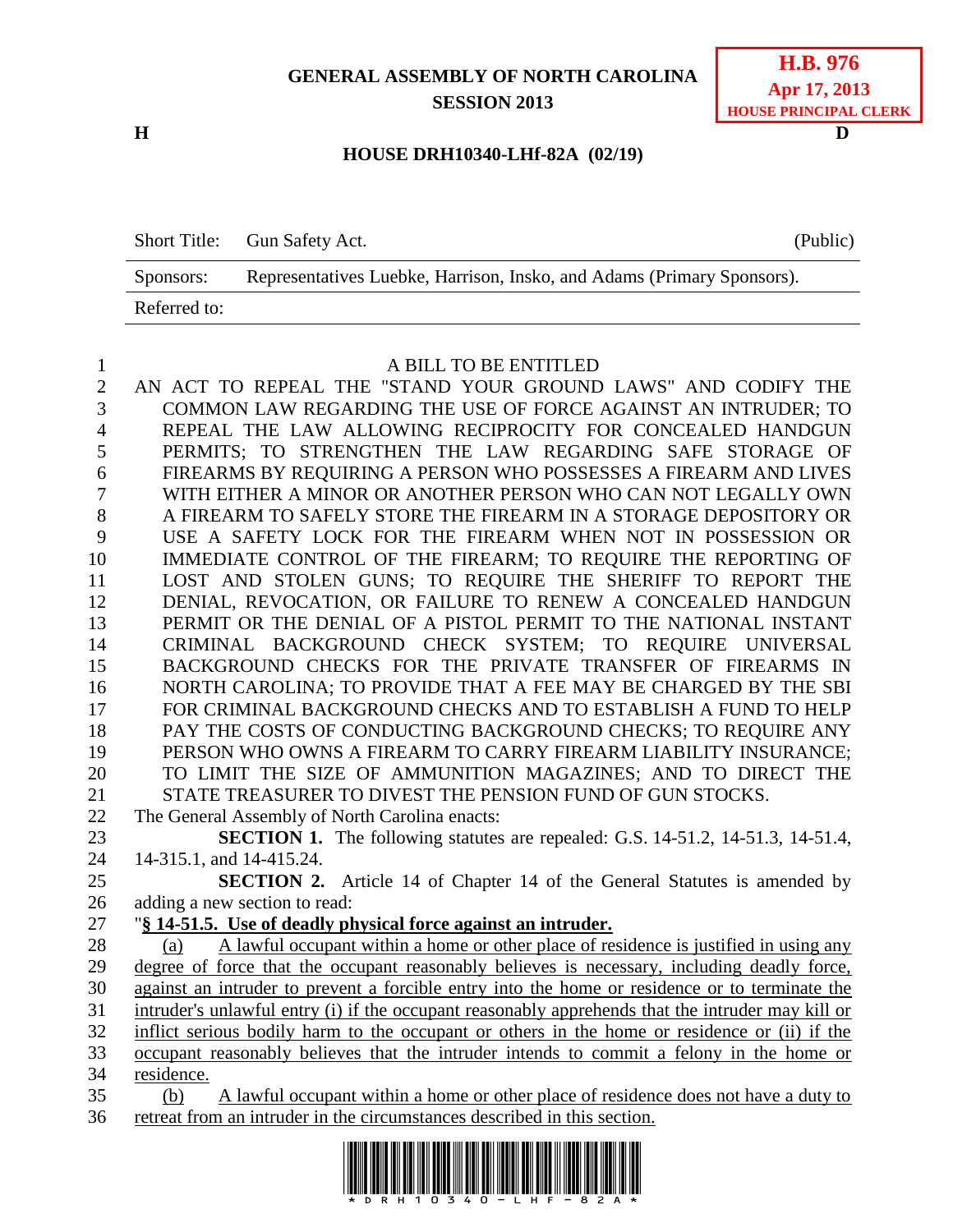# GENERAL ASSEMBLY OF NORTH CAROLINA
## SESSION 2013

**H.B. 976**
**Apr 17, 2013**
**HOUSE PRINCIPAL CLERK**

**H** **D**

**HOUSE DRH10340-LHf-82A (02/19)**

| Short Title: | Gun Safety Act. | (Public) |
|---|---|---|
| Sponsors: | Representatives Luebke, Harrison, Insko, and Adams (Primary Sponsors). | |
| Referred to: | | |

A BILL TO BE ENTITLED

AN ACT TO REPEAL THE "STAND YOUR GROUND LAWS" AND CODIFY THE COMMON LAW REGARDING THE USE OF FORCE AGAINST AN INTRUDER; TO REPEAL THE LAW ALLOWING RECIPROCITY FOR CONCEALED HANDGUN PERMITS; TO STRENGTHEN THE LAW REGARDING SAFE STORAGE OF FIREARMS BY REQUIRING A PERSON WHO POSSESSES A FIREARM AND LIVES WITH EITHER A MINOR OR ANOTHER PERSON WHO CAN NOT LEGALLY OWN A FIREARM TO SAFELY STORE THE FIREARM IN A STORAGE DEPOSITORY OR USE A SAFETY LOCK FOR THE FIREARM WHEN NOT IN POSSESSION OR IMMEDIATE CONTROL OF THE FIREARM; TO REQUIRE THE REPORTING OF LOST AND STOLEN GUNS; TO REQUIRE THE SHERIFF TO REPORT THE DENIAL, REVOCATION, OR FAILURE TO RENEW A CONCEALED HANDGUN PERMIT OR THE DENIAL OF A PISTOL PERMIT TO THE NATIONAL INSTANT CRIMINAL BACKGROUND CHECK SYSTEM; TO REQUIRE UNIVERSAL BACKGROUND CHECKS FOR THE PRIVATE TRANSFER OF FIREARMS IN NORTH CAROLINA; TO PROVIDE THAT A FEE MAY BE CHARGED BY THE SBI FOR CRIMINAL BACKGROUND CHECKS AND TO ESTABLISH A FUND TO HELP PAY THE COSTS OF CONDUCTING BACKGROUND CHECKS; TO REQUIRE ANY PERSON WHO OWNS A FIREARM TO CARRY FIREARM LIABILITY INSURANCE; TO LIMIT THE SIZE OF AMMUNITION MAGAZINES; AND TO DIRECT THE STATE TREASURER TO DIVEST THE PENSION FUND OF GUN STOCKS.

The General Assembly of North Carolina enacts:

**SECTION 1.** The following statutes are repealed: G.S. 14-51.2, 14-51.3, 14-51.4, 14-315.1, and 14-415.24.

**SECTION 2.** Article 14 of Chapter 14 of the General Statutes is amended by adding a new section to read:

"**§ 14-51.5. Use of deadly physical force against an intruder.**

(a) A lawful occupant within a home or other place of residence is justified in using any degree of force that the occupant reasonably believes is necessary, including deadly force, against an intruder to prevent a forcible entry into the home or residence or to terminate the intruder's unlawful entry (i) if the occupant reasonably apprehends that the intruder may kill or inflict serious bodily harm to the occupant or others in the home or residence or (ii) if the occupant reasonably believes that the intruder intends to commit a felony in the home or residence.

(b) A lawful occupant within a home or other place of residence does not have a duty to retreat from an intruder in the circumstances described in this section.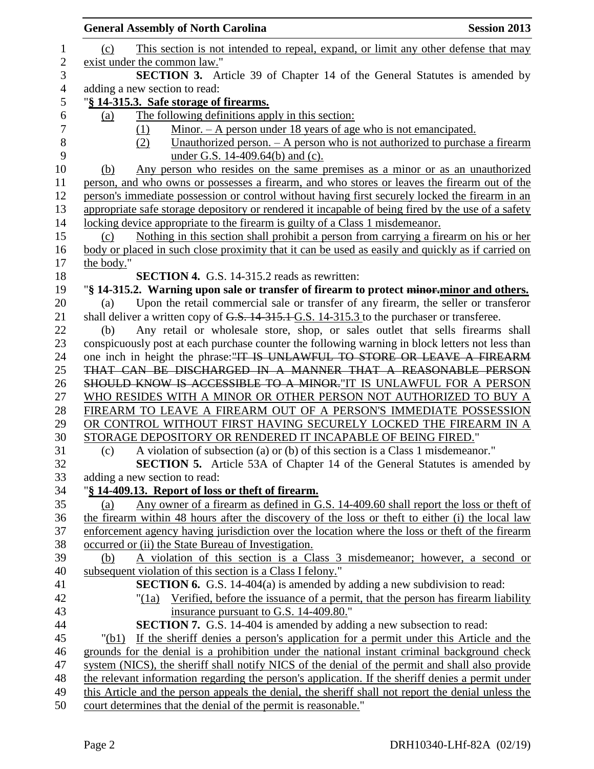(c) This section is not intended to repeal, expand, or limit any other defense that may exist under the common law."

**SECTION 3.** Article 39 of Chapter 14 of the General Statutes is amended by adding a new section to read:

"**§ 14-315.3. Safe storage of firearms.**

(a) The following definitions apply in this section:

(1) Minor. – A person under 18 years of age who is not emancipated.

(2) Unauthorized person. – A person who is not authorized to purchase a firearm under G.S. 14-409.64(b) and (c).

(b) Any person who resides on the same premises as a minor or as an unauthorized person, and who owns or possesses a firearm, and who stores or leaves the firearm out of the person's immediate possession or control without having first securely locked the firearm in an appropriate safe storage depository or rendered it incapable of being fired by the use of a safety locking device appropriate to the firearm is guilty of a Class 1 misdemeanor.

(c) Nothing in this section shall prohibit a person from carrying a firearm on his or her body or placed in such close proximity that it can be used as easily and quickly as if carried on the body."

**SECTION 4.** G.S. 14-315.2 reads as rewritten:

"**§ 14-315.2. Warning upon sale or transfer of firearm to protect ~~minor.~~minor and others.**

(a) Upon the retail commercial sale or transfer of any firearm, the seller or transferor shall deliver a written copy of ~~G.S. 14-315.1~~ G.S. 14-315.3 to the purchaser or transferee.

(b) Any retail or wholesale store, shop, or sales outlet that sells firearms shall conspicuously post at each purchase counter the following warning in block letters not less than one inch in height the phrase:~~"IT IS UNLAWFUL TO STORE OR LEAVE A FIREARM THAT CAN BE DISCHARGED IN A MANNER THAT A REASONABLE PERSON SHOULD KNOW IS ACCESSIBLE TO A MINOR.~~"IT IS UNLAWFUL FOR A PERSON WHO RESIDES WITH A MINOR OR OTHER PERSON NOT AUTHORIZED TO BUY A FIREARM TO LEAVE A FIREARM OUT OF A PERSON'S IMMEDIATE POSSESSION OR CONTROL WITHOUT FIRST HAVING SECURELY LOCKED THE FIREARM IN A STORAGE DEPOSITORY OR RENDERED IT INCAPABLE OF BEING FIRED."

(c) A violation of subsection (a) or (b) of this section is a Class 1 misdemeanor."

**SECTION 5.** Article 53A of Chapter 14 of the General Statutes is amended by adding a new section to read:

"**§ 14-409.13. Report of loss or theft of firearm.**

(a) Any owner of a firearm as defined in G.S. 14-409.60 shall report the loss or theft of the firearm within 48 hours after the discovery of the loss or theft to either (i) the local law enforcement agency having jurisdiction over the location where the loss or theft of the firearm occurred or (ii) the State Bureau of Investigation.

(b) A violation of this section is a Class 3 misdemeanor; however, a second or subsequent violation of this section is a Class I felony."

**SECTION 6.** G.S. 14-404(a) is amended by adding a new subdivision to read:

"(1a) Verified, before the issuance of a permit, that the person has firearm liability insurance pursuant to G.S. 14-409.80."

**SECTION 7.** G.S. 14-404 is amended by adding a new subsection to read:

"(b1) If the sheriff denies a person's application for a permit under this Article and the grounds for the denial is a prohibition under the national instant criminal background check system (NICS), the sheriff shall notify NICS of the denial of the permit and shall also provide the relevant information regarding the person's application. If the sheriff denies a permit under this Article and the person appeals the denial, the sheriff shall not report the denial unless the court determines that the denial of the permit is reasonable."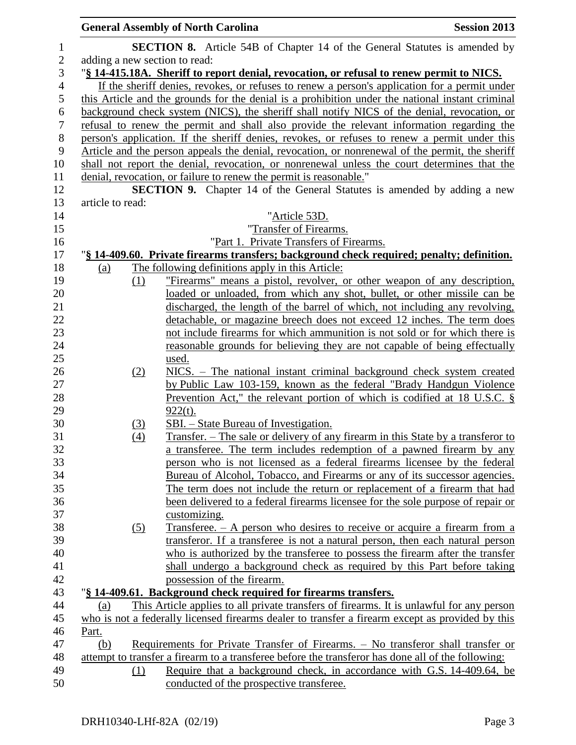**SECTION 8.** Article 54B of Chapter 14 of the General Statutes is amended by adding a new section to read:

"**§ 14-415.18A. Sheriff to report denial, revocation, or refusal to renew permit to NICS.**

If the sheriff denies, revokes, or refuses to renew a person's application for a permit under this Article and the grounds for the denial is a prohibition under the national instant criminal background check system (NICS), the sheriff shall notify NICS of the denial, revocation, or refusal to renew the permit and shall also provide the relevant information regarding the person's application. If the sheriff denies, revokes, or refuses to renew a permit under this Article and the person appeals the denial, revocation, or nonrenewal of the permit, the sheriff shall not report the denial, revocation, or nonrenewal unless the court determines that the denial, revocation, or failure to renew the permit is reasonable."

**SECTION 9.** Chapter 14 of the General Statutes is amended by adding a new article to read:

"Article 53D.

"Transfer of Firearms.

"Part 1. Private Transfers of Firearms.

"**§ 14-409.60. Private firearms transfers; background check required; penalty; definition.**

(a) The following definitions apply in this Article:

(1) "Firearms" means a pistol, revolver, or other weapon of any description, loaded or unloaded, from which any shot, bullet, or other missile can be discharged, the length of the barrel of which, not including any revolving, detachable, or magazine breech does not exceed 12 inches. The term does not include firearms for which ammunition is not sold or for which there is reasonable grounds for believing they are not capable of being effectually used.

(2) NICS. – The national instant criminal background check system created by Public Law 103-159, known as the federal "Brady Handgun Violence Prevention Act," the relevant portion of which is codified at 18 U.S.C. § 922(t).

(3) SBI. – State Bureau of Investigation.

(4) Transfer. – The sale or delivery of any firearm in this State by a transferor to a transferee. The term includes redemption of a pawned firearm by any person who is not licensed as a federal firearms licensee by the federal Bureau of Alcohol, Tobacco, and Firearms or any of its successor agencies. The term does not include the return or replacement of a firearm that had been delivered to a federal firearms licensee for the sole purpose of repair or customizing.

(5) Transferee. – A person who desires to receive or acquire a firearm from a transferor. If a transferee is not a natural person, then each natural person who is authorized by the transferee to possess the firearm after the transfer shall undergo a background check as required by this Part before taking possession of the firearm.

"**§ 14-409.61. Background check required for firearms transfers.**

(a) This Article applies to all private transfers of firearms. It is unlawful for any person who is not a federally licensed firearms dealer to transfer a firearm except as provided by this Part.

(b) Requirements for Private Transfer of Firearms. – No transferor shall transfer or attempt to transfer a firearm to a transferee before the transferor has done all of the following:

(1) Require that a background check, in accordance with G.S. 14-409.64, be conducted of the prospective transferee.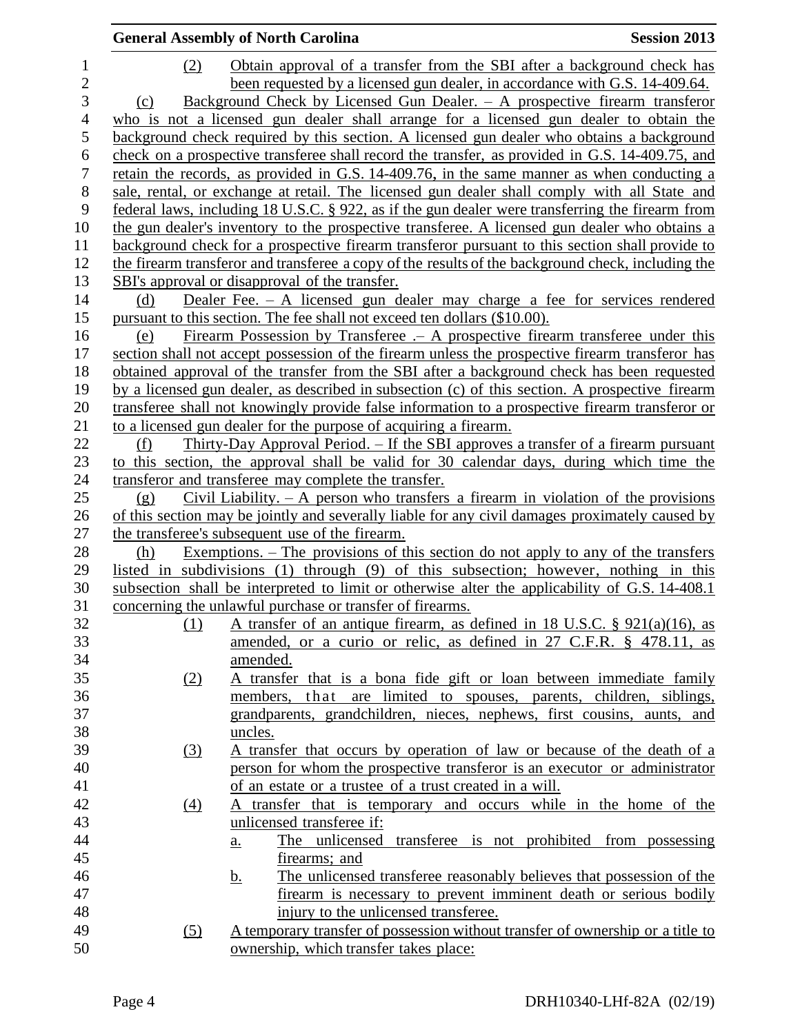(2) Obtain approval of a transfer from the SBI after a background check has been requested by a licensed gun dealer, in accordance with G.S. 14-409.64.

(c) Background Check by Licensed Gun Dealer. – A prospective firearm transferor who is not a licensed gun dealer shall arrange for a licensed gun dealer to obtain the background check required by this section. A licensed gun dealer who obtains a background check on a prospective transferee shall record the transfer, as provided in G.S. 14-409.75, and retain the records, as provided in G.S. 14-409.76, in the same manner as when conducting a sale, rental, or exchange at retail. The licensed gun dealer shall comply with all State and federal laws, including 18 U.S.C. § 922, as if the gun dealer were transferring the firearm from the gun dealer's inventory to the prospective transferee. A licensed gun dealer who obtains a background check for a prospective firearm transferor pursuant to this section shall provide to the firearm transferor and transferee a copy of the results of the background check, including the SBI's approval or disapproval of the transfer.

(d) Dealer Fee. – A licensed gun dealer may charge a fee for services rendered pursuant to this section. The fee shall not exceed ten dollars ($10.00).

(e) Firearm Possession by Transferee .– A prospective firearm transferee under this section shall not accept possession of the firearm unless the prospective firearm transferor has obtained approval of the transfer from the SBI after a background check has been requested by a licensed gun dealer, as described in subsection (c) of this section. A prospective firearm transferee shall not knowingly provide false information to a prospective firearm transferor or to a licensed gun dealer for the purpose of acquiring a firearm.

(f) Thirty-Day Approval Period. – If the SBI approves a transfer of a firearm pursuant to this section, the approval shall be valid for 30 calendar days, during which time the transferor and transferee may complete the transfer.

(g) Civil Liability. – A person who transfers a firearm in violation of the provisions of this section may be jointly and severally liable for any civil damages proximately caused by the transferee's subsequent use of the firearm.

(h) Exemptions. – The provisions of this section do not apply to any of the transfers listed in subdivisions (1) through (9) of this subsection; however, nothing in this subsection shall be interpreted to limit or otherwise alter the applicability of G.S. 14-408.1 concerning the unlawful purchase or transfer of firearms.

(1) A transfer of an antique firearm, as defined in 18 U.S.C. § 921(a)(16), as amended, or a curio or relic, as defined in 27 C.F.R. § 478.11, as amended.

(2) A transfer that is a bona fide gift or loan between immediate family members, that are limited to spouses, parents, children, siblings, grandparents, grandchildren, nieces, nephews, first cousins, aunts, and uncles.

(3) A transfer that occurs by operation of law or because of the death of a person for whom the prospective transferor is an executor or administrator of an estate or a trustee of a trust created in a will.

(4) A transfer that is temporary and occurs while in the home of the unlicensed transferee if:

a. The unlicensed transferee is not prohibited from possessing firearms; and

b. The unlicensed transferee reasonably believes that possession of the firearm is necessary to prevent imminent death or serious bodily injury to the unlicensed transferee.

(5) A temporary transfer of possession without transfer of ownership or a title to ownership, which transfer takes place: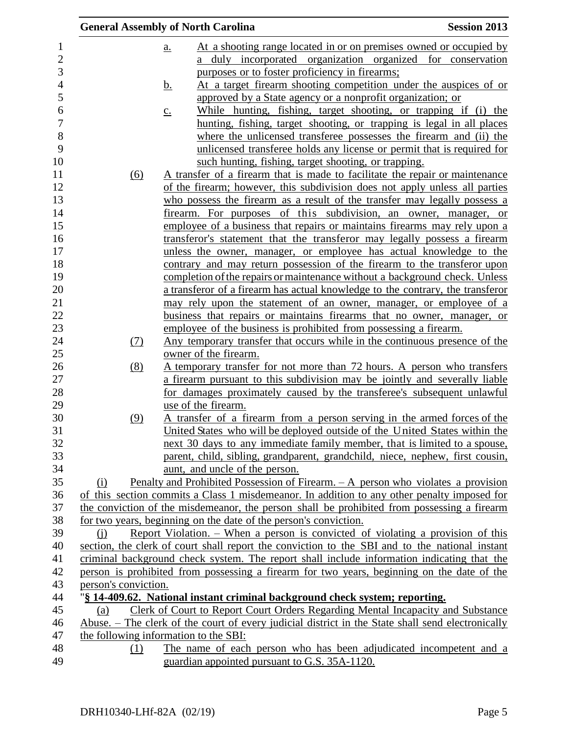a. At a shooting range located in or on premises owned or occupied by a duly incorporated organization organized for conservation purposes or to foster proficiency in firearms;

b. At a target firearm shooting competition under the auspices of or approved by a State agency or a nonprofit organization; or

c. While hunting, fishing, target shooting, or trapping if (i) the hunting, fishing, target shooting, or trapping is legal in all places where the unlicensed transferee possesses the firearm and (ii) the unlicensed transferee holds any license or permit that is required for such hunting, fishing, target shooting, or trapping.

(6) A transfer of a firearm that is made to facilitate the repair or maintenance of the firearm; however, this subdivision does not apply unless all parties who possess the firearm as a result of the transfer may legally possess a firearm. For purposes of this subdivision, an owner, manager, or employee of a business that repairs or maintains firearms may rely upon a transferor's statement that the transferor may legally possess a firearm unless the owner, manager, or employee has actual knowledge to the contrary and may return possession of the firearm to the transferor upon completion of the repairs or maintenance without a background check. Unless a transferor of a firearm has actual knowledge to the contrary, the transferor may rely upon the statement of an owner, manager, or employee of a business that repairs or maintains firearms that no owner, manager, or employee of the business is prohibited from possessing a firearm.

(7) Any temporary transfer that occurs while in the continuous presence of the owner of the firearm.

(8) A temporary transfer for not more than 72 hours. A person who transfers a firearm pursuant to this subdivision may be jointly and severally liable for damages proximately caused by the transferee's subsequent unlawful use of the firearm.

(9) A transfer of a firearm from a person serving in the armed forces of the United States who will be deployed outside of the United States within the next 30 days to any immediate family member, that is limited to a spouse, parent, child, sibling, grandparent, grandchild, niece, nephew, first cousin, aunt, and uncle of the person.

(i) Penalty and Prohibited Possession of Firearm. – A person who violates a provision of this section commits a Class 1 misdemeanor. In addition to any other penalty imposed for the conviction of the misdemeanor, the person shall be prohibited from possessing a firearm for two years, beginning on the date of the person's conviction.

(j) Report Violation. – When a person is convicted of violating a provision of this section, the clerk of court shall report the conviction to the SBI and to the national instant criminal background check system. The report shall include information indicating that the person is prohibited from possessing a firearm for two years, beginning on the date of the person's conviction.

"**§ 14-409.62. National instant criminal background check system; reporting.**

(a) Clerk of Court to Report Court Orders Regarding Mental Incapacity and Substance Abuse. – The clerk of the court of every judicial district in the State shall send electronically the following information to the SBI:

(1) The name of each person who has been adjudicated incompetent and a guardian appointed pursuant to G.S. 35A-1120.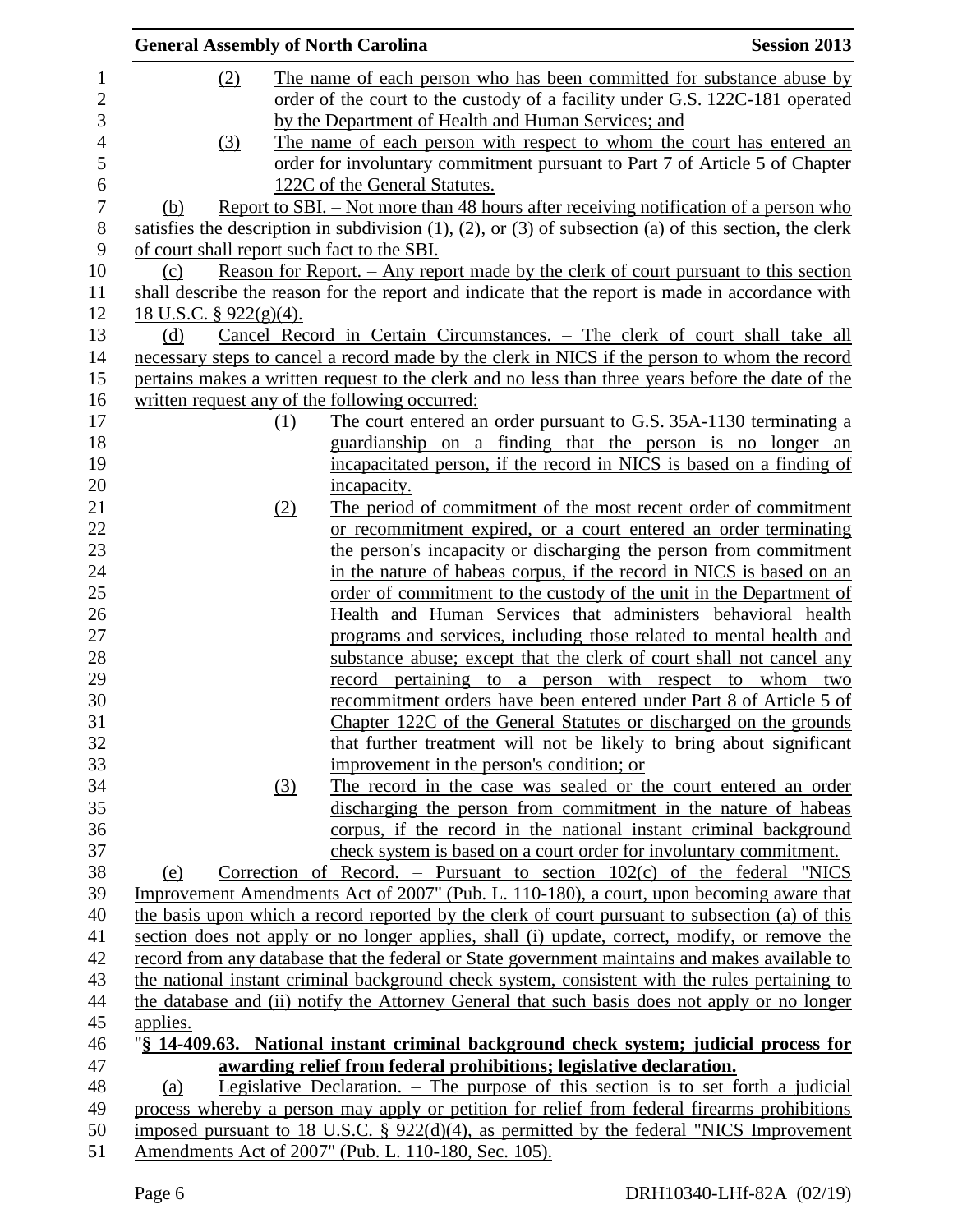(2) The name of each person who has been committed for substance abuse by order of the court to the custody of a facility under G.S. 122C-181 operated by the Department of Health and Human Services; and

(3) The name of each person with respect to whom the court has entered an order for involuntary commitment pursuant to Part 7 of Article 5 of Chapter 122C of the General Statutes.

(b) Report to SBI. – Not more than 48 hours after receiving notification of a person who satisfies the description in subdivision (1), (2), or (3) of subsection (a) of this section, the clerk of court shall report such fact to the SBI.

(c) Reason for Report. – Any report made by the clerk of court pursuant to this section shall describe the reason for the report and indicate that the report is made in accordance with 18 U.S.C. § 922(g)(4).

(d) Cancel Record in Certain Circumstances. – The clerk of court shall take all necessary steps to cancel a record made by the clerk in NICS if the person to whom the record pertains makes a written request to the clerk and no less than three years before the date of the written request any of the following occurred:

(1) The court entered an order pursuant to G.S. 35A-1130 terminating a guardianship on a finding that the person is no longer an incapacitated person, if the record in NICS is based on a finding of incapacity.

(2) The period of commitment of the most recent order of commitment or recommitment expired, or a court entered an order terminating the person's incapacity or discharging the person from commitment in the nature of habeas corpus, if the record in NICS is based on an order of commitment to the custody of the unit in the Department of Health and Human Services that administers behavioral health programs and services, including those related to mental health and substance abuse; except that the clerk of court shall not cancel any record pertaining to a person with respect to whom two recommitment orders have been entered under Part 8 of Article 5 of Chapter 122C of the General Statutes or discharged on the grounds that further treatment will not be likely to bring about significant improvement in the person's condition; or

(3) The record in the case was sealed or the court entered an order discharging the person from commitment in the nature of habeas corpus, if the record in the national instant criminal background check system is based on a court order for involuntary commitment.

(e) Correction of Record. – Pursuant to section 102(c) of the federal "NICS Improvement Amendments Act of 2007" (Pub. L. 110-180), a court, upon becoming aware that the basis upon which a record reported by the clerk of court pursuant to subsection (a) of this section does not apply or no longer applies, shall (i) update, correct, modify, or remove the record from any database that the federal or State government maintains and makes available to the national instant criminal background check system, consistent with the rules pertaining to the database and (ii) notify the Attorney General that such basis does not apply or no longer applies.

"**§ 14-409.63. National instant criminal background check system; judicial process for awarding relief from federal prohibitions; legislative declaration.**

(a) Legislative Declaration. – The purpose of this section is to set forth a judicial process whereby a person may apply or petition for relief from federal firearms prohibitions imposed pursuant to 18 U.S.C. § 922(d)(4), as permitted by the federal "NICS Improvement Amendments Act of 2007" (Pub. L. 110-180, Sec. 105).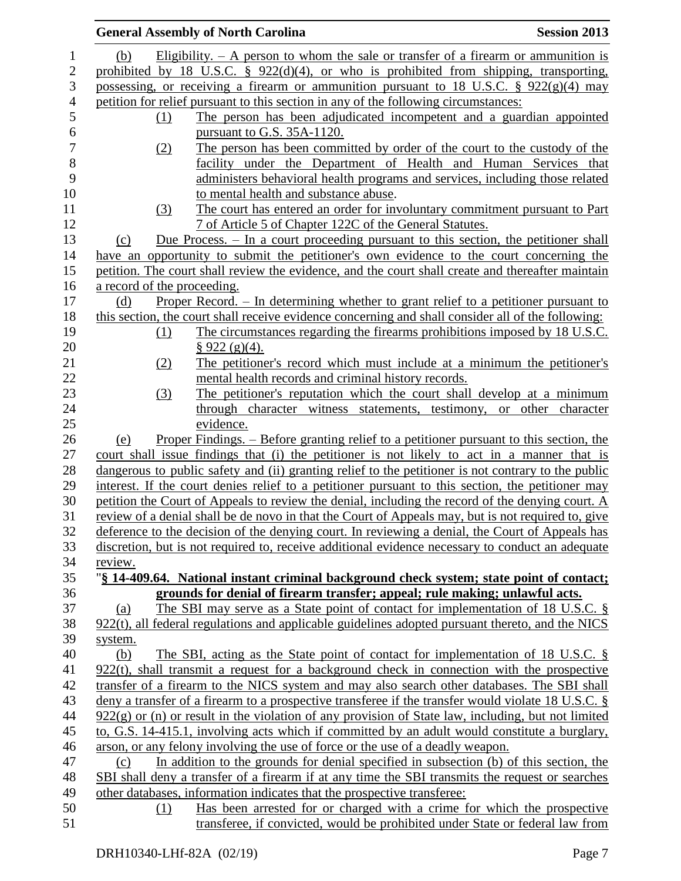(b) Eligibility. – A person to whom the sale or transfer of a firearm or ammunition is prohibited by 18 U.S.C. § 922(d)(4), or who is prohibited from shipping, transporting, possessing, or receiving a firearm or ammunition pursuant to 18 U.S.C. § 922(g)(4) may petition for relief pursuant to this section in any of the following circumstances:

(1) The person has been adjudicated incompetent and a guardian appointed pursuant to G.S. 35A-1120.

(2) The person has been committed by order of the court to the custody of the facility under the Department of Health and Human Services that administers behavioral health programs and services, including those related to mental health and substance abuse.

(3) The court has entered an order for involuntary commitment pursuant to Part 7 of Article 5 of Chapter 122C of the General Statutes.

(c) Due Process. – In a court proceeding pursuant to this section, the petitioner shall have an opportunity to submit the petitioner's own evidence to the court concerning the petition. The court shall review the evidence, and the court shall create and thereafter maintain a record of the proceeding.

(d) Proper Record. – In determining whether to grant relief to a petitioner pursuant to this section, the court shall receive evidence concerning and shall consider all of the following:

(1) The circumstances regarding the firearms prohibitions imposed by 18 U.S.C. § 922 (g)(4).

(2) The petitioner's record which must include at a minimum the petitioner's mental health records and criminal history records.

(3) The petitioner's reputation which the court shall develop at a minimum through character witness statements, testimony, or other character evidence.

(e) Proper Findings. – Before granting relief to a petitioner pursuant to this section, the court shall issue findings that (i) the petitioner is not likely to act in a manner that is dangerous to public safety and (ii) granting relief to the petitioner is not contrary to the public interest. If the court denies relief to a petitioner pursuant to this section, the petitioner may petition the Court of Appeals to review the denial, including the record of the denying court. A review of a denial shall be de novo in that the Court of Appeals may, but is not required to, give deference to the decision of the denying court. In reviewing a denial, the Court of Appeals has discretion, but is not required to, receive additional evidence necessary to conduct an adequate review.

"**§ 14-409.64. National instant criminal background check system; state point of contact; grounds for denial of firearm transfer; appeal; rule making; unlawful acts.**

(a) The SBI may serve as a State point of contact for implementation of 18 U.S.C. § 922(t), all federal regulations and applicable guidelines adopted pursuant thereto, and the NICS system.

(b) The SBI, acting as the State point of contact for implementation of 18 U.S.C. § 922(t), shall transmit a request for a background check in connection with the prospective transfer of a firearm to the NICS system and may also search other databases. The SBI shall deny a transfer of a firearm to a prospective transferee if the transfer would violate 18 U.S.C. § 922(g) or (n) or result in the violation of any provision of State law, including, but not limited to, G.S. 14-415.1, involving acts which if committed by an adult would constitute a burglary, arson, or any felony involving the use of force or the use of a deadly weapon.

(c) In addition to the grounds for denial specified in subsection (b) of this section, the SBI shall deny a transfer of a firearm if at any time the SBI transmits the request or searches other databases, information indicates that the prospective transferee:

(1) Has been arrested for or charged with a crime for which the prospective transferee, if convicted, would be prohibited under State or federal law from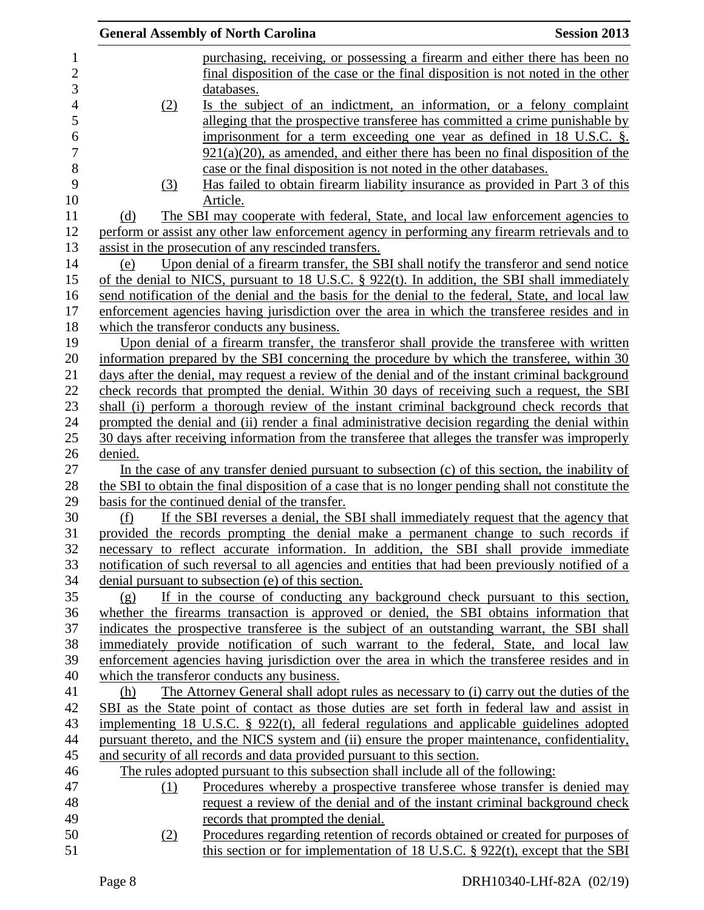purchasing, receiving, or possessing a firearm and either there has been no final disposition of the case or the final disposition is not noted in the other databases.

(2) Is the subject of an indictment, an information, or a felony complaint alleging that the prospective transferee has committed a crime punishable by imprisonment for a term exceeding one year as defined in 18 U.S.C. §. 921(a)(20), as amended, and either there has been no final disposition of the case or the final disposition is not noted in the other databases.

(3) Has failed to obtain firearm liability insurance as provided in Part 3 of this Article.

(d) The SBI may cooperate with federal, State, and local law enforcement agencies to perform or assist any other law enforcement agency in performing any firearm retrievals and to assist in the prosecution of any rescinded transfers.

(e) Upon denial of a firearm transfer, the SBI shall notify the transferor and send notice of the denial to NICS, pursuant to 18 U.S.C. § 922(t). In addition, the SBI shall immediately send notification of the denial and the basis for the denial to the federal, State, and local law enforcement agencies having jurisdiction over the area in which the transferee resides and in which the transferor conducts any business.

Upon denial of a firearm transfer, the transferor shall provide the transferee with written information prepared by the SBI concerning the procedure by which the transferee, within 30 days after the denial, may request a review of the denial and of the instant criminal background check records that prompted the denial. Within 30 days of receiving such a request, the SBI shall (i) perform a thorough review of the instant criminal background check records that prompted the denial and (ii) render a final administrative decision regarding the denial within 30 days after receiving information from the transferee that alleges the transfer was improperly denied.

In the case of any transfer denied pursuant to subsection (c) of this section, the inability of the SBI to obtain the final disposition of a case that is no longer pending shall not constitute the basis for the continued denial of the transfer.

(f) If the SBI reverses a denial, the SBI shall immediately request that the agency that provided the records prompting the denial make a permanent change to such records if necessary to reflect accurate information. In addition, the SBI shall provide immediate notification of such reversal to all agencies and entities that had been previously notified of a denial pursuant to subsection (e) of this section.

(g) If in the course of conducting any background check pursuant to this section, whether the firearms transaction is approved or denied, the SBI obtains information that indicates the prospective transferee is the subject of an outstanding warrant, the SBI shall immediately provide notification of such warrant to the federal, State, and local law enforcement agencies having jurisdiction over the area in which the transferee resides and in which the transferor conducts any business.

(h) The Attorney General shall adopt rules as necessary to (i) carry out the duties of the SBI as the State point of contact as those duties are set forth in federal law and assist in implementing 18 U.S.C. § 922(t), all federal regulations and applicable guidelines adopted pursuant thereto, and the NICS system and (ii) ensure the proper maintenance, confidentiality, and security of all records and data provided pursuant to this section.

The rules adopted pursuant to this subsection shall include all of the following:

(1) Procedures whereby a prospective transferee whose transfer is denied may request a review of the denial and of the instant criminal background check records that prompted the denial.

(2) Procedures regarding retention of records obtained or created for purposes of this section or for implementation of 18 U.S.C. § 922(t), except that the SBI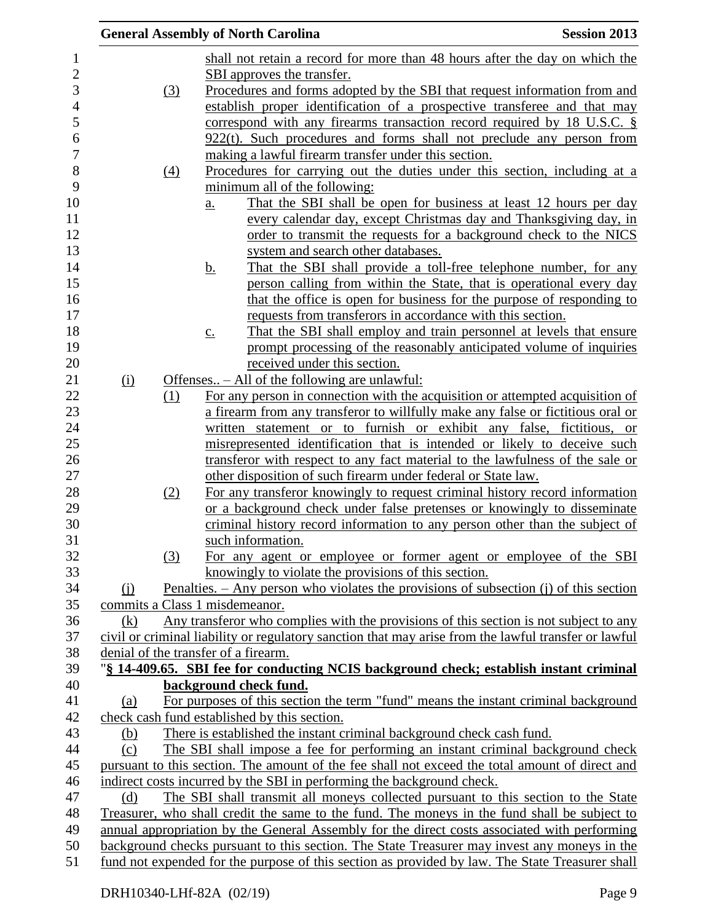shall not retain a record for more than 48 hours after the day on which the SBI approves the transfer.

(3) Procedures and forms adopted by the SBI that request information from and establish proper identification of a prospective transferee and that may correspond with any firearms transaction record required by 18 U.S.C. § 922(t). Such procedures and forms shall not preclude any person from making a lawful firearm transfer under this section.

(4) Procedures for carrying out the duties under this section, including at a minimum all of the following:

a. That the SBI shall be open for business at least 12 hours per day every calendar day, except Christmas day and Thanksgiving day, in order to transmit the requests for a background check to the NICS system and search other databases.

b. That the SBI shall provide a toll-free telephone number, for any person calling from within the State, that is operational every day that the office is open for business for the purpose of responding to requests from transferors in accordance with this section.

c. That the SBI shall employ and train personnel at levels that ensure prompt processing of the reasonably anticipated volume of inquiries received under this section.

(i) Offenses.. – All of the following are unlawful:

(1) For any person in connection with the acquisition or attempted acquisition of a firearm from any transferor to willfully make any false or fictitious oral or written statement or to furnish or exhibit any false, fictitious, or misrepresented identification that is intended or likely to deceive such transferor with respect to any fact material to the lawfulness of the sale or other disposition of such firearm under federal or State law.

(2) For any transferor knowingly to request criminal history record information or a background check under false pretenses or knowingly to disseminate criminal history record information to any person other than the subject of such information.

(3) For any agent or employee or former agent or employee of the SBI knowingly to violate the provisions of this section.

(j) Penalties. – Any person who violates the provisions of subsection (j) of this section commits a Class 1 misdemeanor.

(k) Any transferor who complies with the provisions of this section is not subject to any civil or criminal liability or regulatory sanction that may arise from the lawful transfer or lawful denial of the transfer of a firearm.

"**§ 14-409.65. SBI fee for conducting NCIS background check; establish instant criminal background check fund.**

(a) For purposes of this section the term "fund" means the instant criminal background check cash fund established by this section.

(b) There is established the instant criminal background check cash fund.

(c) The SBI shall impose a fee for performing an instant criminal background check pursuant to this section. The amount of the fee shall not exceed the total amount of direct and indirect costs incurred by the SBI in performing the background check.

(d) The SBI shall transmit all moneys collected pursuant to this section to the State Treasurer, who shall credit the same to the fund. The moneys in the fund shall be subject to annual appropriation by the General Assembly for the direct costs associated with performing background checks pursuant to this section. The State Treasurer may invest any moneys in the fund not expended for the purpose of this section as provided by law. The State Treasurer shall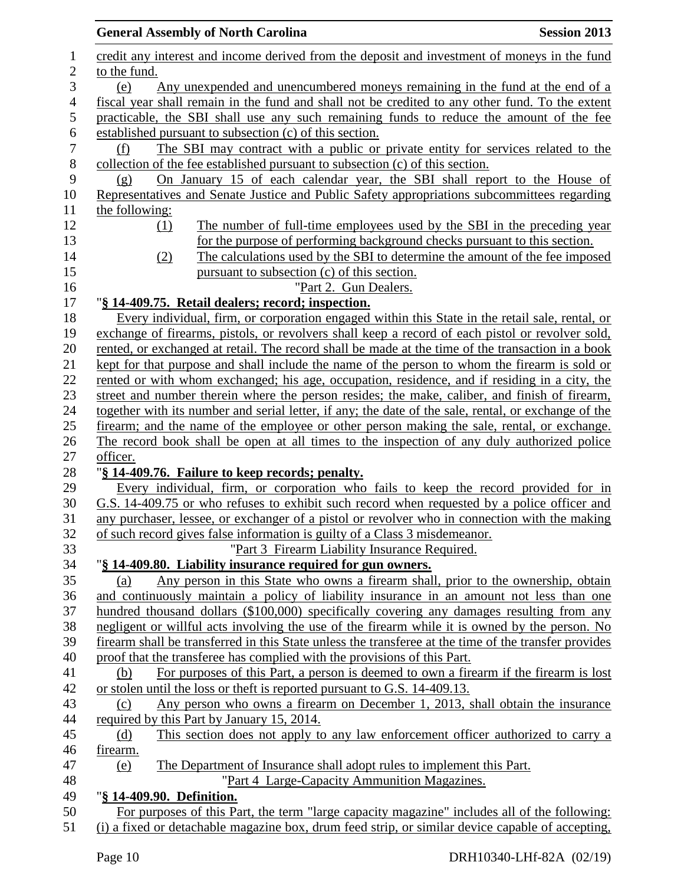credit any interest and income derived from the deposit and investment of moneys in the fund to the fund.

(e) Any unexpended and unencumbered moneys remaining in the fund at the end of a fiscal year shall remain in the fund and shall not be credited to any other fund. To the extent practicable, the SBI shall use any such remaining funds to reduce the amount of the fee established pursuant to subsection (c) of this section.

(f) The SBI may contract with a public or private entity for services related to the collection of the fee established pursuant to subsection (c) of this section.

(g) On January 15 of each calendar year, the SBI shall report to the House of Representatives and Senate Justice and Public Safety appropriations subcommittees regarding the following:

(1) The number of full-time employees used by the SBI in the preceding year for the purpose of performing background checks pursuant to this section.

(2) The calculations used by the SBI to determine the amount of the fee imposed pursuant to subsection (c) of this section.

"Part 2. Gun Dealers.

"**§ 14-409.75. Retail dealers; record; inspection.**

Every individual, firm, or corporation engaged within this State in the retail sale, rental, or exchange of firearms, pistols, or revolvers shall keep a record of each pistol or revolver sold, rented, or exchanged at retail. The record shall be made at the time of the transaction in a book kept for that purpose and shall include the name of the person to whom the firearm is sold or rented or with whom exchanged; his age, occupation, residence, and if residing in a city, the street and number therein where the person resides; the make, caliber, and finish of firearm, together with its number and serial letter, if any; the date of the sale, rental, or exchange of the firearm; and the name of the employee or other person making the sale, rental, or exchange. The record book shall be open at all times to the inspection of any duly authorized police officer.

"**§ 14-409.76. Failure to keep records; penalty.**

Every individual, firm, or corporation who fails to keep the record provided for in G.S. 14-409.75 or who refuses to exhibit such record when requested by a police officer and any purchaser, lessee, or exchanger of a pistol or revolver who in connection with the making of such record gives false information is guilty of a Class 3 misdemeanor.

"Part 3 Firearm Liability Insurance Required.

"**§ 14-409.80. Liability insurance required for gun owners.**

(a) Any person in this State who owns a firearm shall, prior to the ownership, obtain and continuously maintain a policy of liability insurance in an amount not less than one hundred thousand dollars ($100,000) specifically covering any damages resulting from any negligent or willful acts involving the use of the firearm while it is owned by the person. No firearm shall be transferred in this State unless the transferee at the time of the transfer provides proof that the transferee has complied with the provisions of this Part.

(b) For purposes of this Part, a person is deemed to own a firearm if the firearm is lost or stolen until the loss or theft is reported pursuant to G.S. 14-409.13.

(c) Any person who owns a firearm on December 1, 2013, shall obtain the insurance required by this Part by January 15, 2014.

(d) This section does not apply to any law enforcement officer authorized to carry a firearm.

(e) The Department of Insurance shall adopt rules to implement this Part.

"Part 4 Large-Capacity Ammunition Magazines.

"**§ 14-409.90. Definition.**

For purposes of this Part, the term "large capacity magazine" includes all of the following: (i) a fixed or detachable magazine box, drum feed strip, or similar device capable of accepting,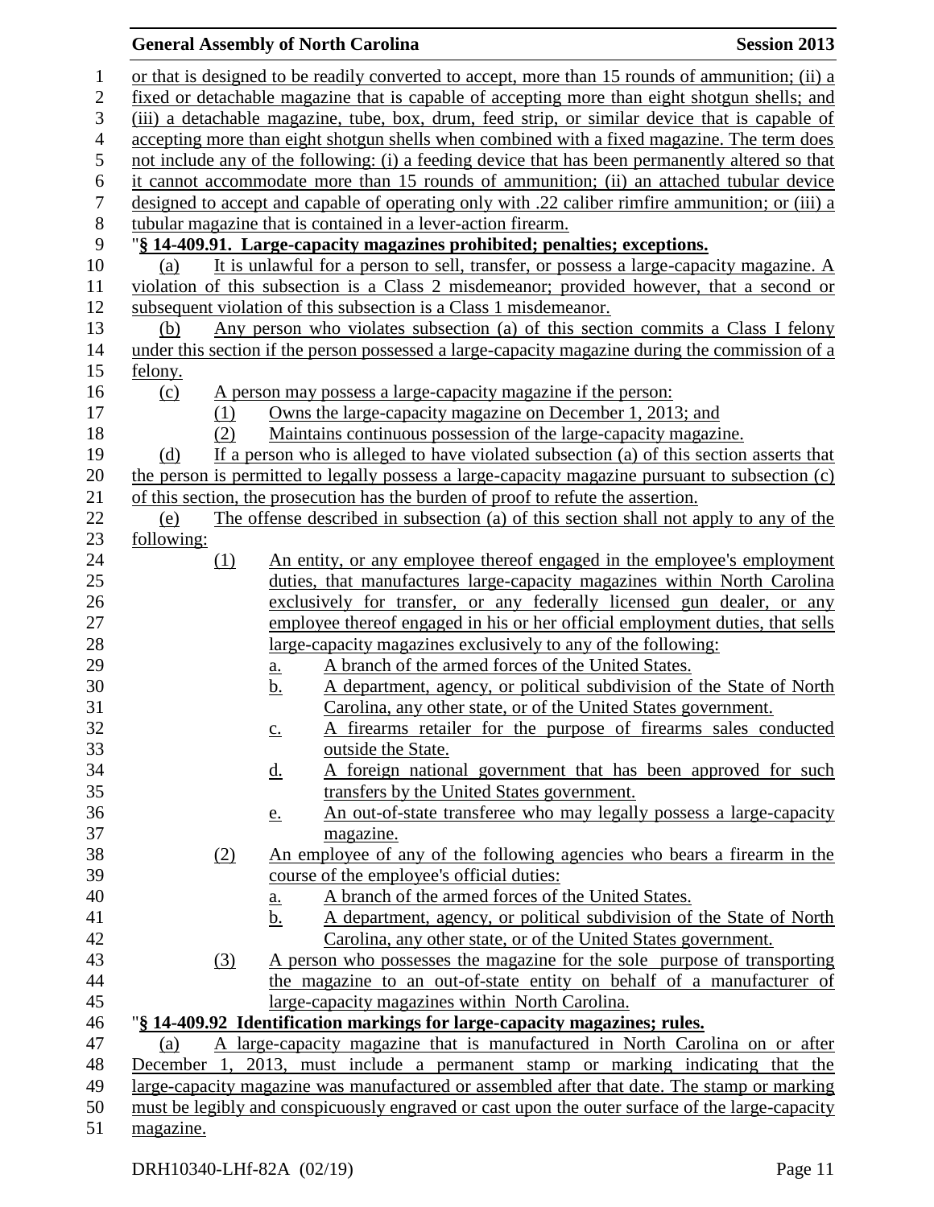or that is designed to be readily converted to accept, more than 15 rounds of ammunition; (ii) a fixed or detachable magazine that is capable of accepting more than eight shotgun shells; and (iii) a detachable magazine, tube, box, drum, feed strip, or similar device that is capable of accepting more than eight shotgun shells when combined with a fixed magazine. The term does not include any of the following: (i) a feeding device that has been permanently altered so that it cannot accommodate more than 15 rounds of ammunition; (ii) an attached tubular device designed to accept and capable of operating only with .22 caliber rimfire ammunition; or (iii) a tubular magazine that is contained in a lever-action firearm.

"**§ 14-409.91. Large-capacity magazines prohibited; penalties; exceptions.**

(a) It is unlawful for a person to sell, transfer, or possess a large-capacity magazine. A violation of this subsection is a Class 2 misdemeanor; provided however, that a second or subsequent violation of this subsection is a Class 1 misdemeanor.

(b) Any person who violates subsection (a) of this section commits a Class I felony under this section if the person possessed a large-capacity magazine during the commission of a felony.

(c) A person may possess a large-capacity magazine if the person:

(1) Owns the large-capacity magazine on December 1, 2013; and

(2) Maintains continuous possession of the large-capacity magazine.

(d) If a person who is alleged to have violated subsection (a) of this section asserts that the person is permitted to legally possess a large-capacity magazine pursuant to subsection (c) of this section, the prosecution has the burden of proof to refute the assertion.

(e) The offense described in subsection (a) of this section shall not apply to any of the following:

(1) An entity, or any employee thereof engaged in the employee's employment duties, that manufactures large-capacity magazines within North Carolina exclusively for transfer, or any federally licensed gun dealer, or any employee thereof engaged in his or her official employment duties, that sells large-capacity magazines exclusively to any of the following:

a. A branch of the armed forces of the United States.

b. A department, agency, or political subdivision of the State of North Carolina, any other state, or of the United States government.

c. A firearms retailer for the purpose of firearms sales conducted outside the State.

d. A foreign national government that has been approved for such transfers by the United States government.

e. An out-of-state transferee who may legally possess a large-capacity magazine.

(2) An employee of any of the following agencies who bears a firearm in the course of the employee's official duties:

a. A branch of the armed forces of the United States.

b. A department, agency, or political subdivision of the State of North Carolina, any other state, or of the United States government.

(3) A person who possesses the magazine for the sole purpose of transporting the magazine to an out-of-state entity on behalf of a manufacturer of large-capacity magazines within North Carolina.

"**§ 14-409.92 Identification markings for large-capacity magazines; rules.**

(a) A large-capacity magazine that is manufactured in North Carolina on or after December 1, 2013, must include a permanent stamp or marking indicating that the large-capacity magazine was manufactured or assembled after that date. The stamp or marking must be legibly and conspicuously engraved or cast upon the outer surface of the large-capacity magazine.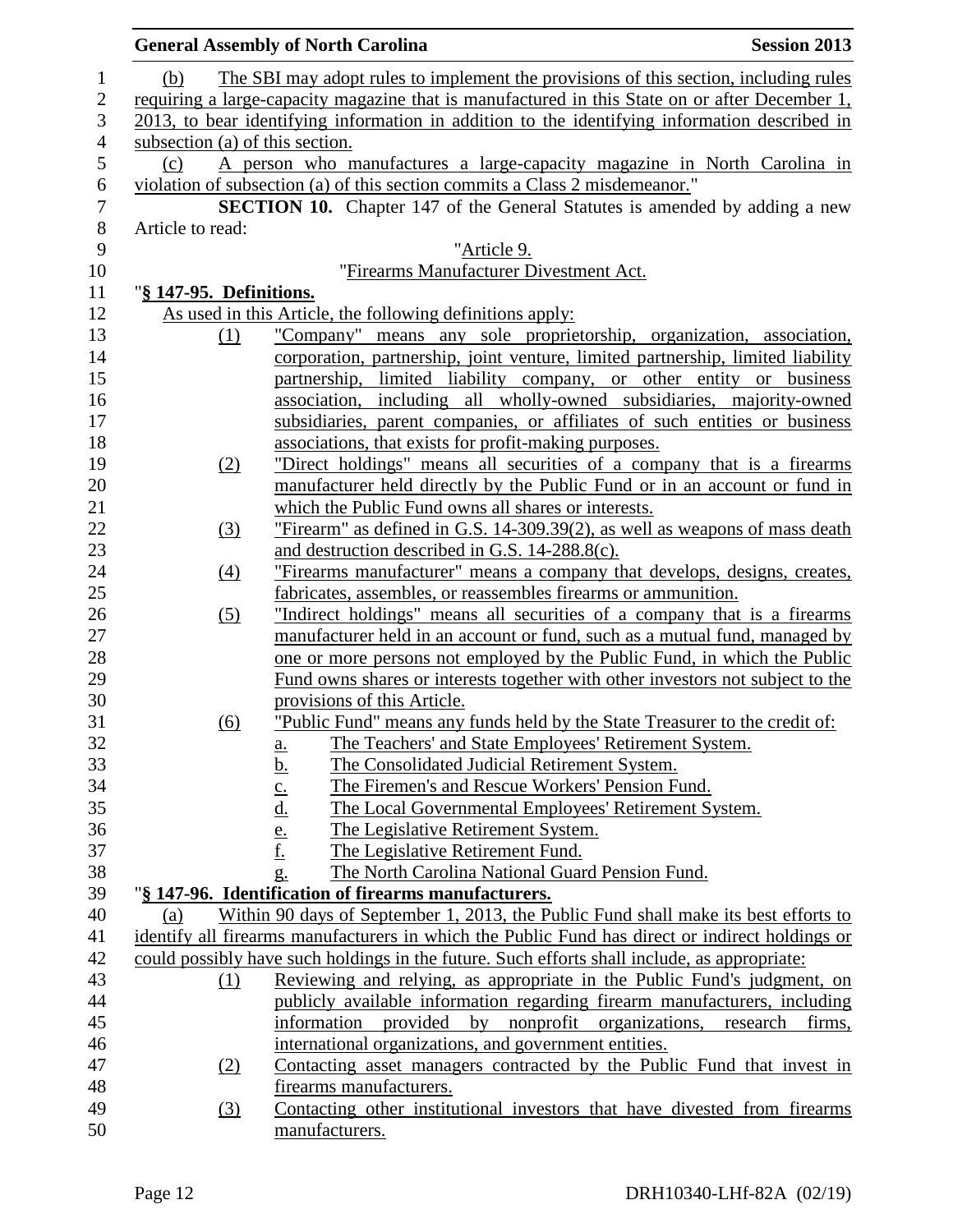(b) The SBI may adopt rules to implement the provisions of this section, including rules requiring a large-capacity magazine that is manufactured in this State on or after December 1, 2013, to bear identifying information in addition to the identifying information described in subsection (a) of this section.

(c) A person who manufactures a large-capacity magazine in North Carolina in violation of subsection (a) of this section commits a Class 2 misdemeanor."

**SECTION 10.** Chapter 147 of the General Statutes is amended by adding a new Article to read:

"Article 9.

"Firearms Manufacturer Divestment Act.

"**§ 147-95. Definitions.**

As used in this Article, the following definitions apply:

(1) "Company" means any sole proprietorship, organization, association, corporation, partnership, joint venture, limited partnership, limited liability partnership, limited liability company, or other entity or business association, including all wholly-owned subsidiaries, majority-owned subsidiaries, parent companies, or affiliates of such entities or business associations, that exists for profit-making purposes.

(2) "Direct holdings" means all securities of a company that is a firearms manufacturer held directly by the Public Fund or in an account or fund in which the Public Fund owns all shares or interests.

(3) "Firearm" as defined in G.S. 14-309.39(2), as well as weapons of mass death and destruction described in G.S. 14-288.8(c).

(4) "Firearms manufacturer" means a company that develops, designs, creates, fabricates, assembles, or reassembles firearms or ammunition.

(5) "Indirect holdings" means all securities of a company that is a firearms manufacturer held in an account or fund, such as a mutual fund, managed by one or more persons not employed by the Public Fund, in which the Public Fund owns shares or interests together with other investors not subject to the provisions of this Article.

(6) "Public Fund" means any funds held by the State Treasurer to the credit of:

a. The Teachers' and State Employees' Retirement System.
b. The Consolidated Judicial Retirement System.
c. The Firemen's and Rescue Workers' Pension Fund.
d. The Local Governmental Employees' Retirement System.
e. The Legislative Retirement System.
f. The Legislative Retirement Fund.
g. The North Carolina National Guard Pension Fund.

"**§ 147-96. Identification of firearms manufacturers.**

(a) Within 90 days of September 1, 2013, the Public Fund shall make its best efforts to identify all firearms manufacturers in which the Public Fund has direct or indirect holdings or could possibly have such holdings in the future. Such efforts shall include, as appropriate:

(1) Reviewing and relying, as appropriate in the Public Fund's judgment, on publicly available information regarding firearm manufacturers, including information provided by nonprofit organizations, research firms, international organizations, and government entities.

(2) Contacting asset managers contracted by the Public Fund that invest in firearms manufacturers.

(3) Contacting other institutional investors that have divested from firearms manufacturers.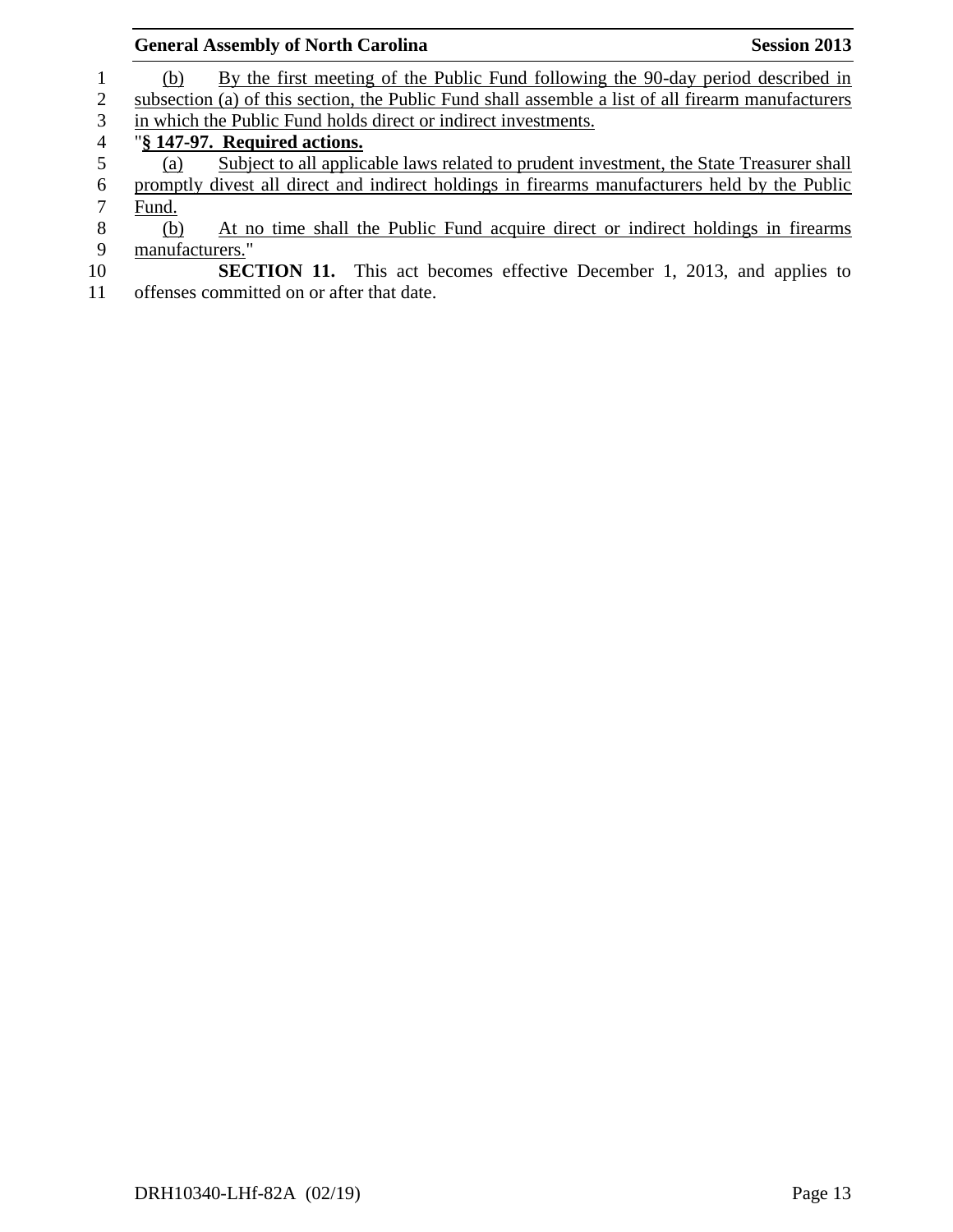(b) By the first meeting of the Public Fund following the 90-day period described in subsection (a) of this section, the Public Fund shall assemble a list of all firearm manufacturers in which the Public Fund holds direct or indirect investments.

"**§ 147-97. Required actions.**

(a) Subject to all applicable laws related to prudent investment, the State Treasurer shall promptly divest all direct and indirect holdings in firearms manufacturers held by the Public Fund.

(b) At no time shall the Public Fund acquire direct or indirect holdings in firearms manufacturers."

**SECTION 11.** This act becomes effective December 1, 2013, and applies to offenses committed on or after that date.